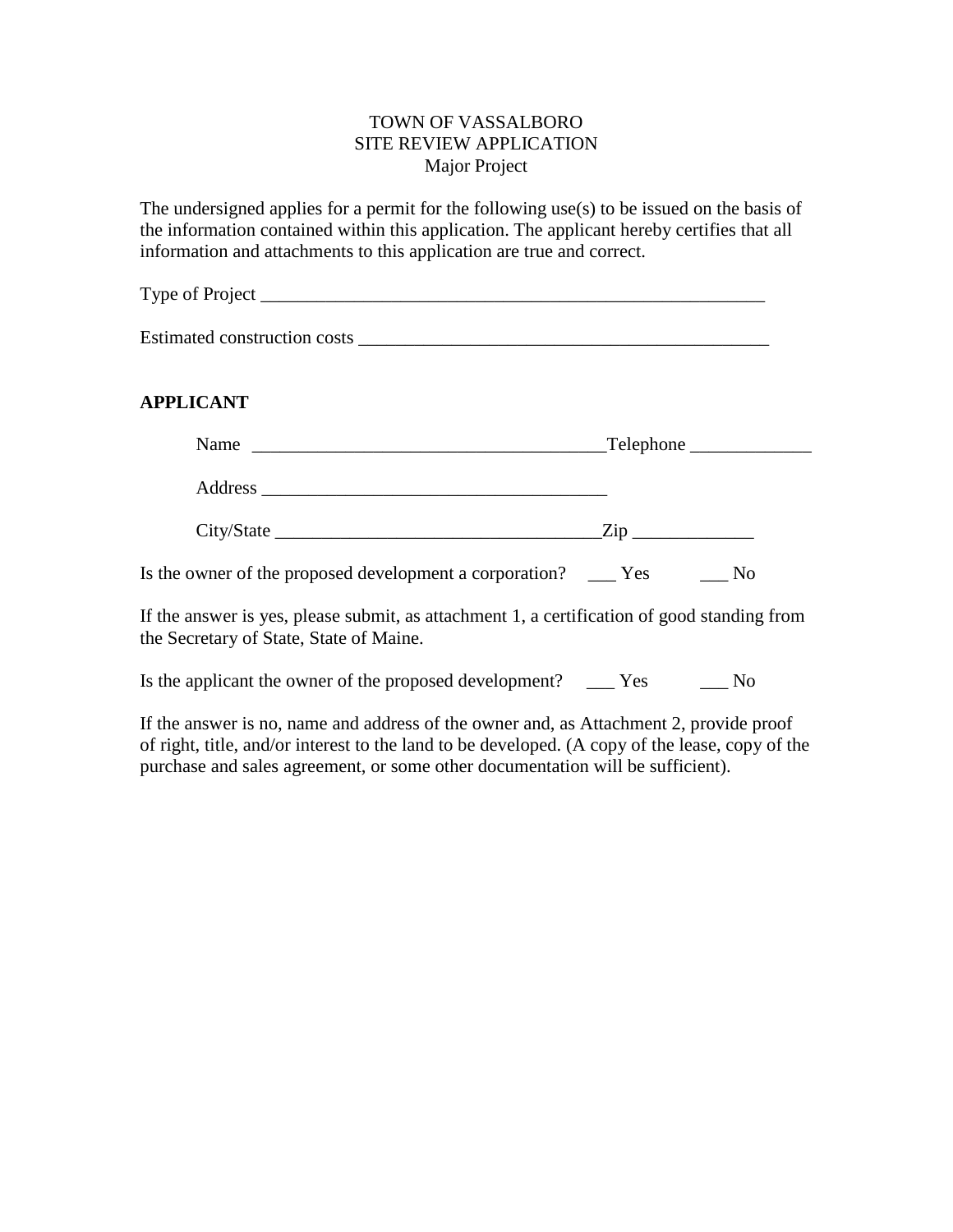TOWN OF VASSALBORO
SITE REVIEW APPLICATION
Major Project

The undersigned applies for a permit for the following use(s) to be issued on the basis of the information contained within this application. The applicant hereby certifies that all information and attachments to this application are true and correct.

Type of Project ________________________________________________________

Estimated construction costs ____________________________________________

**APPLICANT**

Name _____________________________________Telephone ____________

Address ___________________________________

City/State _________________________________Zip ____________

Is the owner of the proposed development a corporation? ___ Yes ___ No

If the answer is yes, please submit, as attachment 1, a certification of good standing from the Secretary of State, State of Maine.

Is the applicant the owner of the proposed development? ___ Yes ___ No

If the answer is no, name and address of the owner and, as Attachment 2, provide proof of right, title, and/or interest to the land to be developed. (A copy of the lease, copy of the purchase and sales agreement, or some other documentation will be sufficient).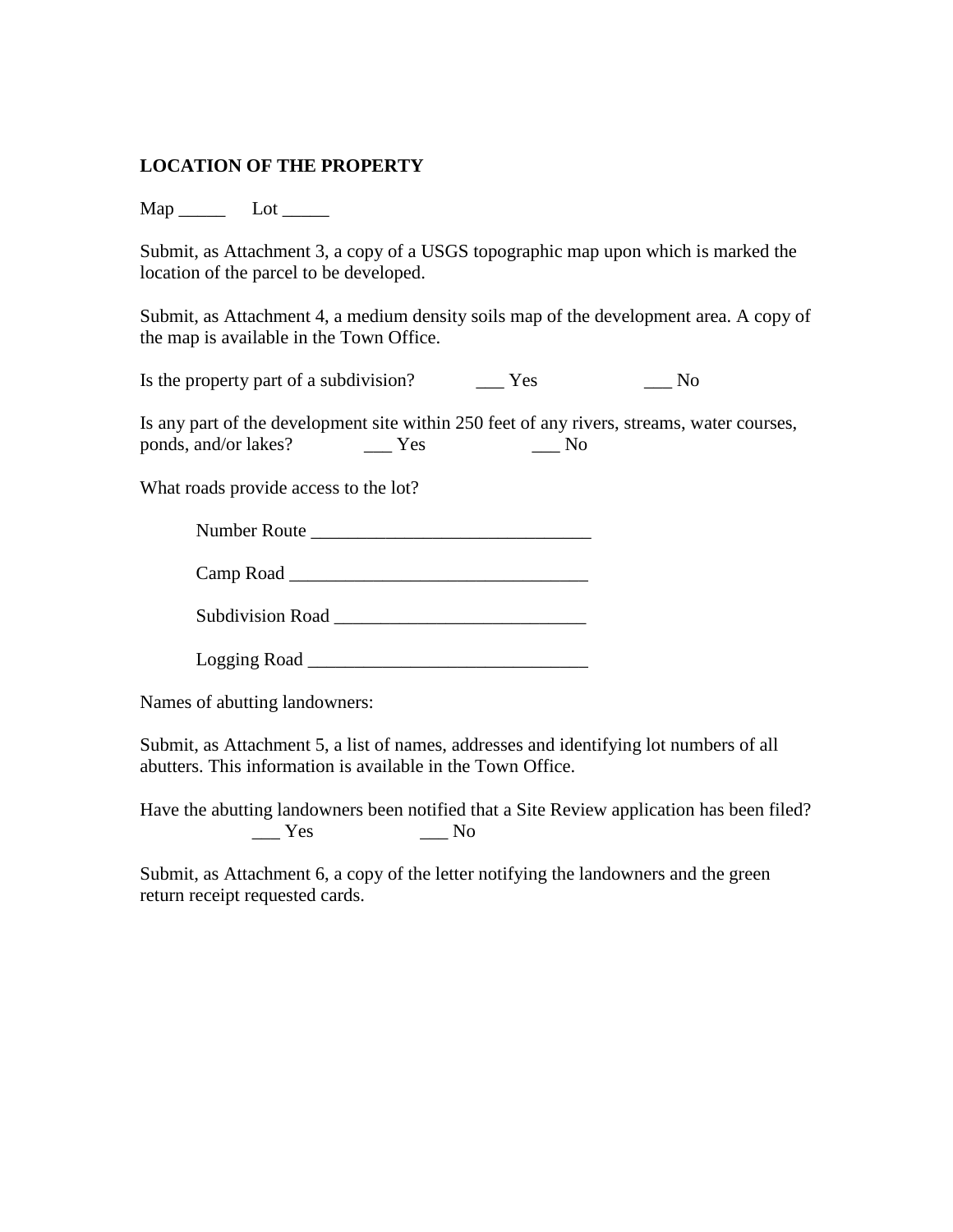**LOCATION OF THE PROPERTY**

Map _____ Lot _____

Submit, as Attachment 3, a copy of a USGS topographic map upon which is marked the location of the parcel to be developed.

Submit, as Attachment 4, a medium density soils map of the development area. A copy of the map is available in the Town Office.

Is the property part of a subdivision? ___ Yes ___ No

Is any part of the development site within 250 feet of any rivers, streams, water courses, ponds, and/or lakes? ___ Yes ___ No

What roads provide access to the lot?

Number Route ______________________________

Camp Road ________________________________

Subdivision Road ___________________________

Logging Road ______________________________

Names of abutting landowners:

Submit, as Attachment 5, a list of names, addresses and identifying lot numbers of all abutters. This information is available in the Town Office.

Have the abutting landowners been notified that a Site Review application has been filed? ___ Yes ___ No

Submit, as Attachment 6, a copy of the letter notifying the landowners and the green return receipt requested cards.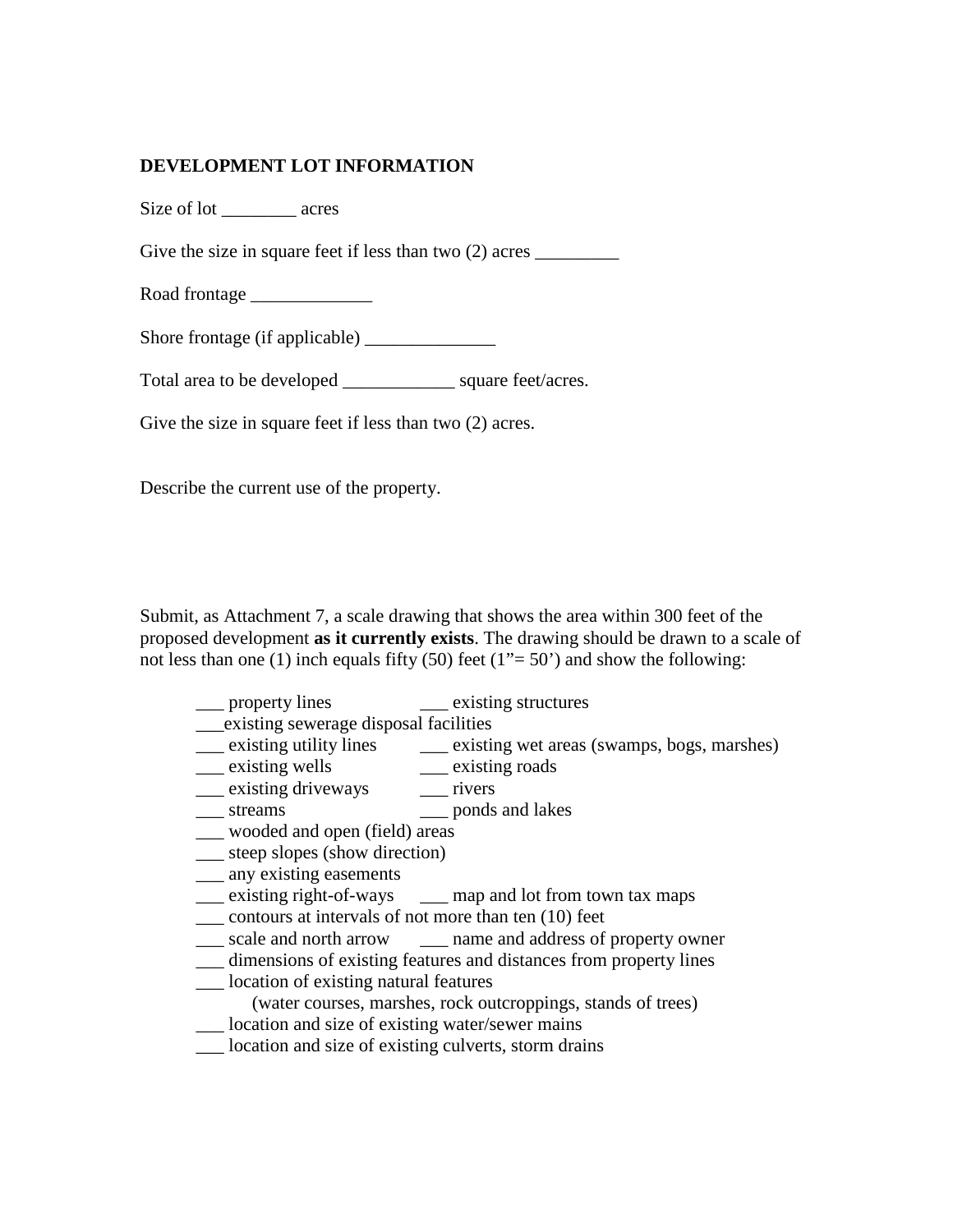## DEVELOPMENT LOT INFORMATION

Size of lot ________ acres

Give the size in square feet if less than two (2) acres _________

Road frontage _____________

Shore frontage (if applicable) ______________

Total area to be developed ____________ square feet/acres.

Give the size in square feet if less than two (2) acres.

Describe the current use of the property.

Submit, as Attachment 7, a scale drawing that shows the area within 300 feet of the proposed development **as it currently exists**. The drawing should be drawn to a scale of not less than one (1) inch equals fifty (50) feet (1"= 50') and show the following:

___ property lines
___ existing structures
___existing sewerage disposal facilities
___ existing utility lines
___ existing wet areas (swamps, bogs, marshes)
___ existing wells
___ existing roads
___ existing driveways
___ rivers
___ streams
___ ponds and lakes
___ wooded and open (field) areas
___ steep slopes (show direction)
___ any existing easements
___ existing right-of-ways
___ map and lot from town tax maps
___ contours at intervals of not more than ten (10) feet
___ scale and north arrow
___ name and address of property owner
___ dimensions of existing features and distances from property lines
___ location of existing natural features
(water courses, marshes, rock outcroppings, stands of trees)
___ location and size of existing water/sewer mains
___ location and size of existing culverts, storm drains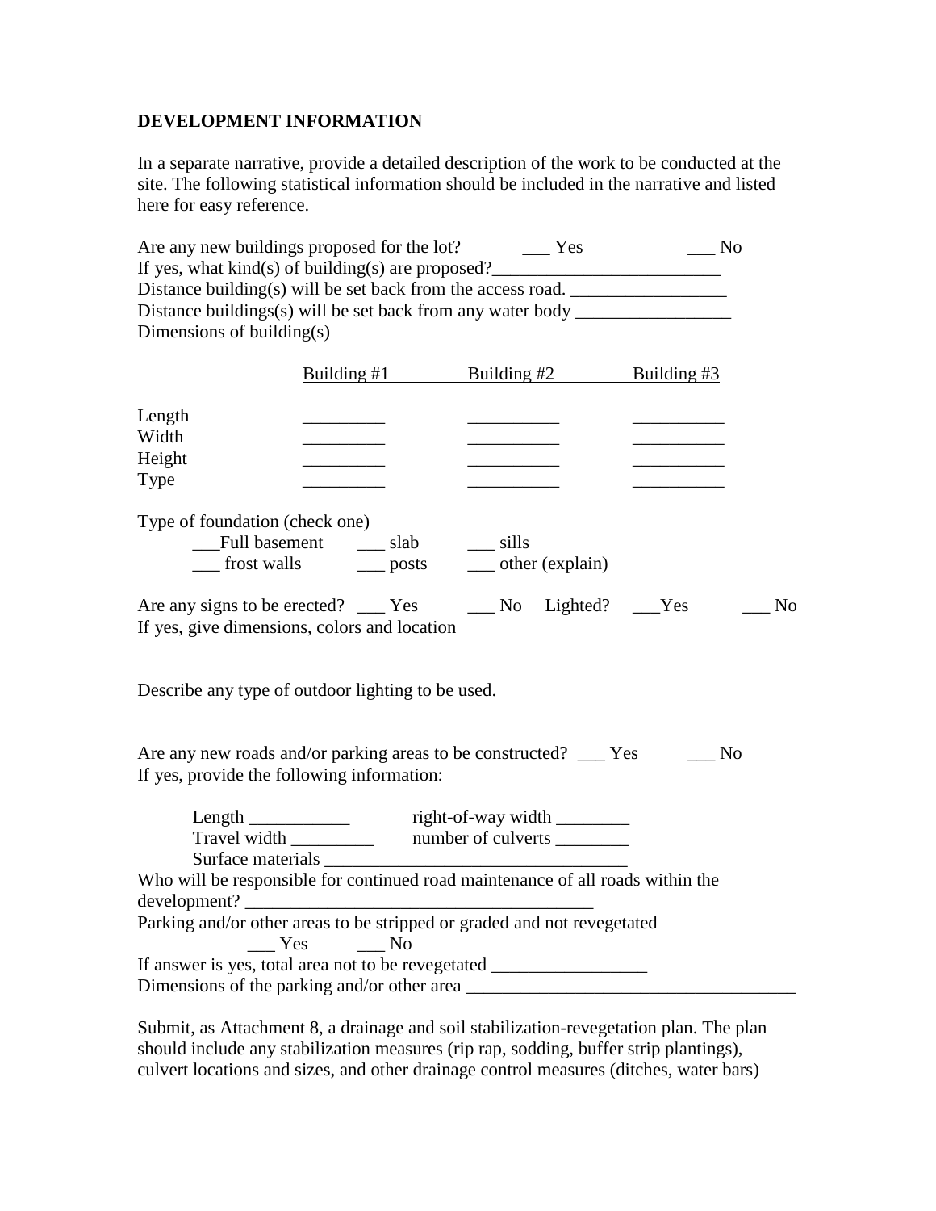**DEVELOPMENT INFORMATION**

In a separate narrative, provide a detailed description of the work to be conducted at the site. The following statistical information should be included in the narrative and listed here for easy reference.

Are any new buildings proposed for the lot? ___ Yes ___ No
If yes, what kind(s) of building(s) are proposed?_________________________
Distance building(s) will be set back from the access road. _________________
Distance buildings(s) will be set back from any water body _________________
Dimensions of building(s)

| | Building #1 | Building #2 | Building #3 |
|---|---|---|---|
| Length | _________ | __________ | __________ |
| Width | _________ | __________ | __________ |
| Height | _________ | __________ | __________ |
| Type | _________ | __________ | __________ |

Type of foundation (check one)

___Full basement ___ slab ___ sills
___ frost walls ___ posts ___ other (explain)

Are any signs to be erected? ___ Yes ___ No Lighted? ___Yes ___ No
If yes, give dimensions, colors and location

Describe any type of outdoor lighting to be used.

Are any new roads and/or parking areas to be constructed? ___ Yes ___ No
If yes, provide the following information:

Length ___________ right-of-way width ________
Travel width _________ number of culverts ________
Surface materials _________________________________

Who will be responsible for continued road maintenance of all roads within the development? ______________________________________
Parking and/or other areas to be stripped or graded and not revegetated
___ Yes ___ No
If answer is yes, total area not to be revegetated _________________
Dimensions of the parking and/or other area ___________________________________

Submit, as Attachment 8, a drainage and soil stabilization-revegetation plan. The plan should include any stabilization measures (rip rap, sodding, buffer strip plantings), culvert locations and sizes, and other drainage control measures (ditches, water bars)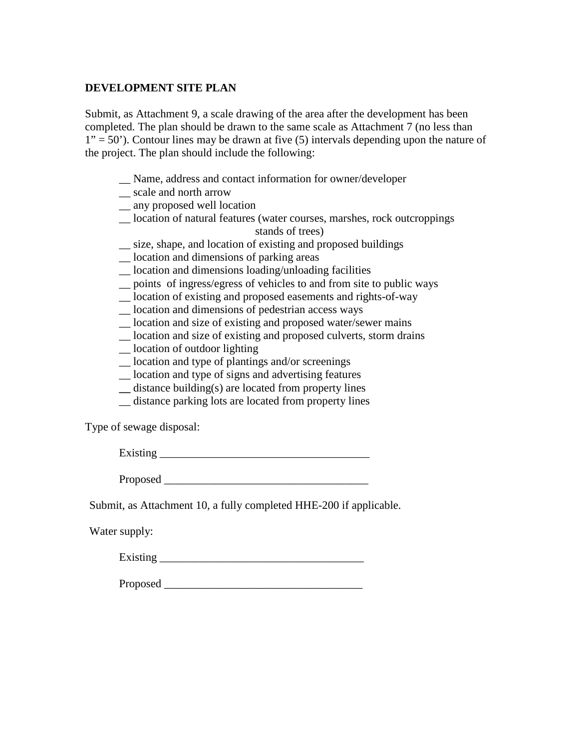**DEVELOPMENT SITE PLAN**

Submit, as Attachment 9, a scale drawing of the area after the development has been completed. The plan should be drawn to the same scale as Attachment 7 (no less than 1" = 50'). Contour lines may be drawn at five (5) intervals depending upon the nature of the project. The plan should include the following:

__ Name, address and contact information for owner/developer
__ scale and north arrow
__ any proposed well location
__ location of natural features (water courses, marshes, rock outcroppings stands of trees)
__ size, shape, and location of existing and proposed buildings
__ location and dimensions of parking areas
__ location and dimensions loading/unloading facilities
__ points of ingress/egress of vehicles to and from site to public ways
__ location of existing and proposed easements and rights-of-way
__ location and dimensions of pedestrian access ways
__ location and size of existing and proposed water/sewer mains
__ location and size of existing and proposed culverts, storm drains
__ location of outdoor lighting
__ location and type of plantings and/or screenings
__ location and type of signs and advertising features
__ distance building(s) are located from property lines
__ distance parking lots are located from property lines

Type of sewage disposal:

Existing ____________________________________

Proposed ___________________________________

Submit, as Attachment 10, a fully completed HHE-200 if applicable.

Water supply:

Existing ____________________________________

Proposed ___________________________________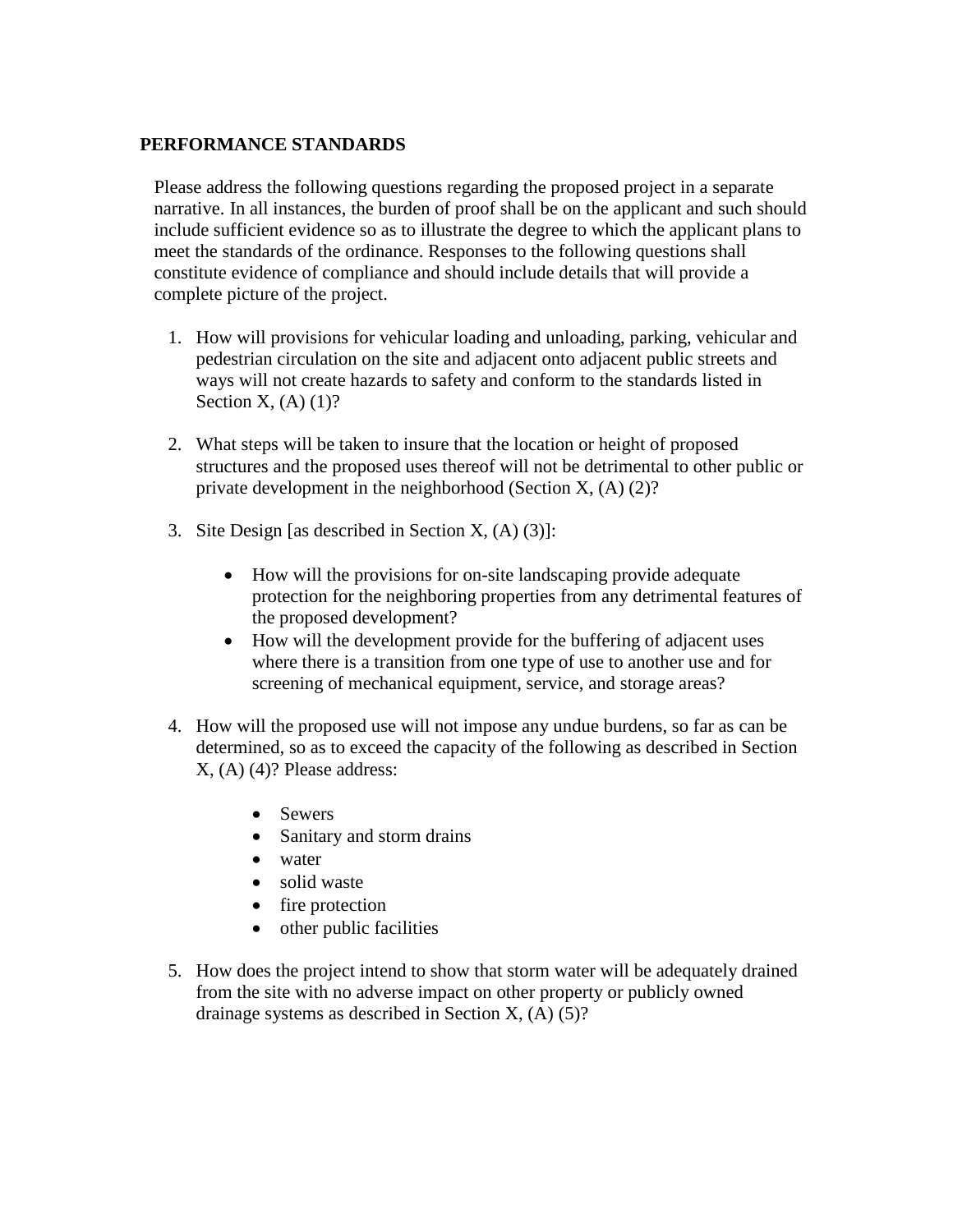**PERFORMANCE STANDARDS**

Please address the following questions regarding the proposed project in a separate narrative. In all instances, the burden of proof shall be on the applicant and such should include sufficient evidence so as to illustrate the degree to which the applicant plans to meet the standards of the ordinance. Responses to the following questions shall constitute evidence of compliance and should include details that will provide a complete picture of the project.

1. How will provisions for vehicular loading and unloading, parking, vehicular and pedestrian circulation on the site and adjacent onto adjacent public streets and ways will not create hazards to safety and conform to the standards listed in Section X, (A) (1)?

2. What steps will be taken to insure that the location or height of proposed structures and the proposed uses thereof will not be detrimental to other public or private development in the neighborhood (Section X, (A) (2)?

3. Site Design [as described in Section X, (A) (3)]:

    - How will the provisions for on-site landscaping provide adequate protection for the neighboring properties from any detrimental features of the proposed development?
    - How will the development provide for the buffering of adjacent uses where there is a transition from one type of use to another use and for screening of mechanical equipment, service, and storage areas?

4. How will the proposed use will not impose any undue burdens, so far as can be determined, so as to exceed the capacity of the following as described in Section X, (A) (4)? Please address:

    - Sewers
    - Sanitary and storm drains
    - water
    - solid waste
    - fire protection
    - other public facilities

5. How does the project intend to show that storm water will be adequately drained from the site with no adverse impact on other property or publicly owned drainage systems as described in Section X, (A) (5)?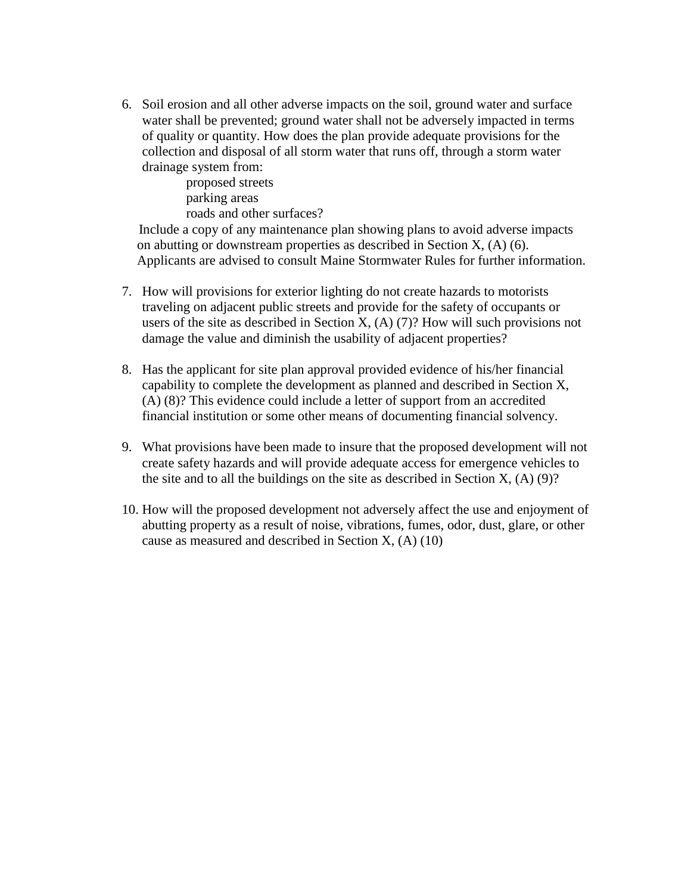6. Soil erosion and all other adverse impacts on the soil, ground water and surface water shall be prevented; ground water shall not be adversely impacted in terms of quality or quantity. How does the plan provide adequate provisions for the collection and disposal of all storm water that runs off, through a storm water drainage system from:

    proposed streets
    parking areas
    roads and other surfaces?

   Include a copy of any maintenance plan showing plans to avoid adverse impacts on abutting or downstream properties as described in Section X, (A) (6). Applicants are advised to consult Maine Stormwater Rules for further information.

7. How will provisions for exterior lighting do not create hazards to motorists traveling on adjacent public streets and provide for the safety of occupants or users of the site as described in Section X, (A) (7)? How will such provisions not damage the value and diminish the usability of adjacent properties?

8. Has the applicant for site plan approval provided evidence of his/her financial capability to complete the development as planned and described in Section X, (A) (8)? This evidence could include a letter of support from an accredited financial institution or some other means of documenting financial solvency.

9. What provisions have been made to insure that the proposed development will not create safety hazards and will provide adequate access for emergence vehicles to the site and to all the buildings on the site as described in Section X, (A) (9)?

10. How will the proposed development not adversely affect the use and enjoyment of abutting property as a result of noise, vibrations, fumes, odor, dust, glare, or other cause as measured and described in Section X, (A) (10)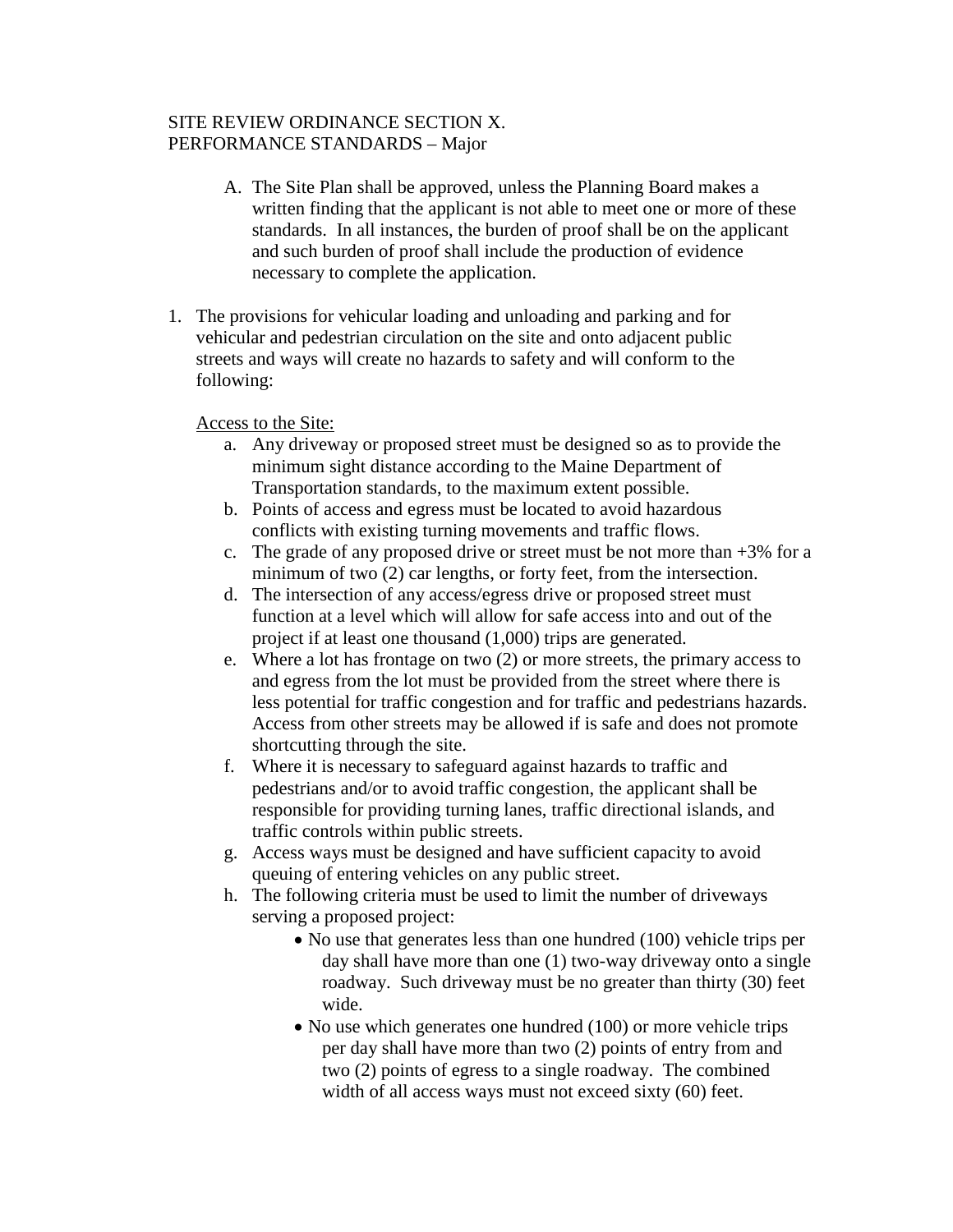SITE REVIEW ORDINANCE SECTION X.
PERFORMANCE STANDARDS – Major

A. The Site Plan shall be approved, unless the Planning Board makes a written finding that the applicant is not able to meet one or more of these standards. In all instances, the burden of proof shall be on the applicant and such burden of proof shall include the production of evidence necessary to complete the application.

1. The provisions for vehicular loading and unloading and parking and for vehicular and pedestrian circulation on the site and onto adjacent public streets and ways will create no hazards to safety and will conform to the following:

   Access to the Site:

   a. Any driveway or proposed street must be designed so as to provide the minimum sight distance according to the Maine Department of Transportation standards, to the maximum extent possible.
   b. Points of access and egress must be located to avoid hazardous conflicts with existing turning movements and traffic flows.
   c. The grade of any proposed drive or street must be not more than +3% for a minimum of two (2) car lengths, or forty feet, from the intersection.
   d. The intersection of any access/egress drive or proposed street must function at a level which will allow for safe access into and out of the project if at least one thousand (1,000) trips are generated.
   e. Where a lot has frontage on two (2) or more streets, the primary access to and egress from the lot must be provided from the street where there is less potential for traffic congestion and for traffic and pedestrians hazards. Access from other streets may be allowed if is safe and does not promote shortcutting through the site.
   f. Where it is necessary to safeguard against hazards to traffic and pedestrians and/or to avoid traffic congestion, the applicant shall be responsible for providing turning lanes, traffic directional islands, and traffic controls within public streets.
   g. Access ways must be designed and have sufficient capacity to avoid queuing of entering vehicles on any public street.
   h. The following criteria must be used to limit the number of driveways serving a proposed project:
      - No use that generates less than one hundred (100) vehicle trips per day shall have more than one (1) two-way driveway onto a single roadway. Such driveway must be no greater than thirty (30) feet wide.
      - No use which generates one hundred (100) or more vehicle trips per day shall have more than two (2) points of entry from and two (2) points of egress to a single roadway. The combined width of all access ways must not exceed sixty (60) feet.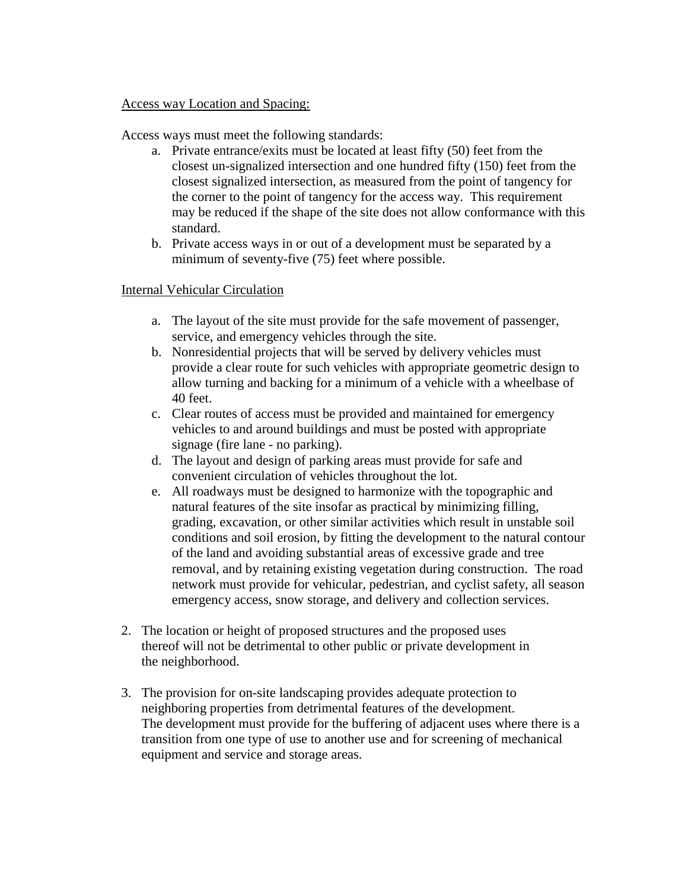Access way Location and Spacing:

Access ways must meet the following standards:

a. Private entrance/exits must be located at least fifty (50) feet from the closest un-signalized intersection and one hundred fifty (150) feet from the closest signalized intersection, as measured from the point of tangency for the corner to the point of tangency for the access way. This requirement may be reduced if the shape of the site does not allow conformance with this standard.
b. Private access ways in or out of a development must be separated by a minimum of seventy-five (75) feet where possible.

Internal Vehicular Circulation

a. The layout of the site must provide for the safe movement of passenger, service, and emergency vehicles through the site.
b. Nonresidential projects that will be served by delivery vehicles must provide a clear route for such vehicles with appropriate geometric design to allow turning and backing for a minimum of a vehicle with a wheelbase of 40 feet.
c. Clear routes of access must be provided and maintained for emergency vehicles to and around buildings and must be posted with appropriate signage (fire lane - no parking).
d. The layout and design of parking areas must provide for safe and convenient circulation of vehicles throughout the lot.
e. All roadways must be designed to harmonize with the topographic and natural features of the site insofar as practical by minimizing filling, grading, excavation, or other similar activities which result in unstable soil conditions and soil erosion, by fitting the development to the natural contour of the land and avoiding substantial areas of excessive grade and tree removal, and by retaining existing vegetation during construction. The road network must provide for vehicular, pedestrian, and cyclist safety, all season emergency access, snow storage, and delivery and collection services.

2. The location or height of proposed structures and the proposed uses thereof will not be detrimental to other public or private development in the neighborhood.

3. The provision for on-site landscaping provides adequate protection to neighboring properties from detrimental features of the development. The development must provide for the buffering of adjacent uses where there is a transition from one type of use to another use and for screening of mechanical equipment and service and storage areas.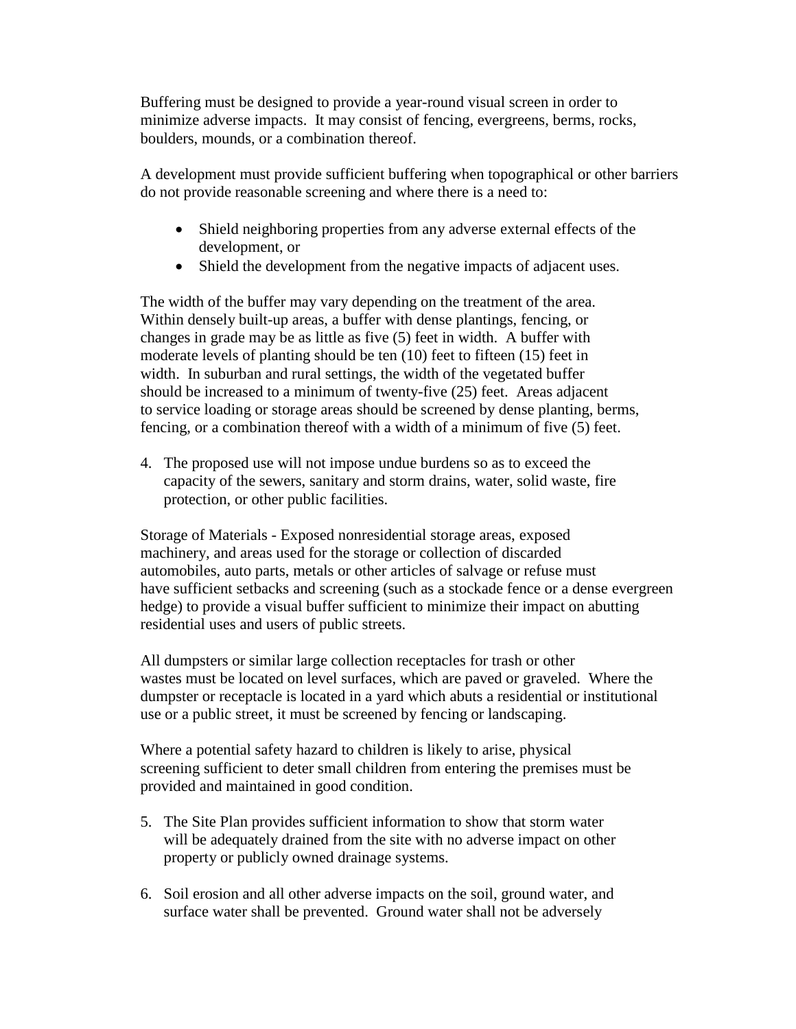Buffering must be designed to provide a year-round visual screen in order to minimize adverse impacts. It may consist of fencing, evergreens, berms, rocks, boulders, mounds, or a combination thereof.

A development must provide sufficient buffering when topographical or other barriers do not provide reasonable screening and where there is a need to:

- Shield neighboring properties from any adverse external effects of the development, or
- Shield the development from the negative impacts of adjacent uses.

The width of the buffer may vary depending on the treatment of the area. Within densely built-up areas, a buffer with dense plantings, fencing, or changes in grade may be as little as five (5) feet in width. A buffer with moderate levels of planting should be ten (10) feet to fifteen (15) feet in width. In suburban and rural settings, the width of the vegetated buffer should be increased to a minimum of twenty-five (25) feet. Areas adjacent to service loading or storage areas should be screened by dense planting, berms, fencing, or a combination thereof with a width of a minimum of five (5) feet.

4. The proposed use will not impose undue burdens so as to exceed the capacity of the sewers, sanitary and storm drains, water, solid waste, fire protection, or other public facilities.

Storage of Materials - Exposed nonresidential storage areas, exposed machinery, and areas used for the storage or collection of discarded automobiles, auto parts, metals or other articles of salvage or refuse must have sufficient setbacks and screening (such as a stockade fence or a dense evergreen hedge) to provide a visual buffer sufficient to minimize their impact on abutting residential uses and users of public streets.

All dumpsters or similar large collection receptacles for trash or other wastes must be located on level surfaces, which are paved or graveled. Where the dumpster or receptacle is located in a yard which abuts a residential or institutional use or a public street, it must be screened by fencing or landscaping.

Where a potential safety hazard to children is likely to arise, physical screening sufficient to deter small children from entering the premises must be provided and maintained in good condition.

5. The Site Plan provides sufficient information to show that storm water will be adequately drained from the site with no adverse impact on other property or publicly owned drainage systems.

6. Soil erosion and all other adverse impacts on the soil, ground water, and surface water shall be prevented. Ground water shall not be adversely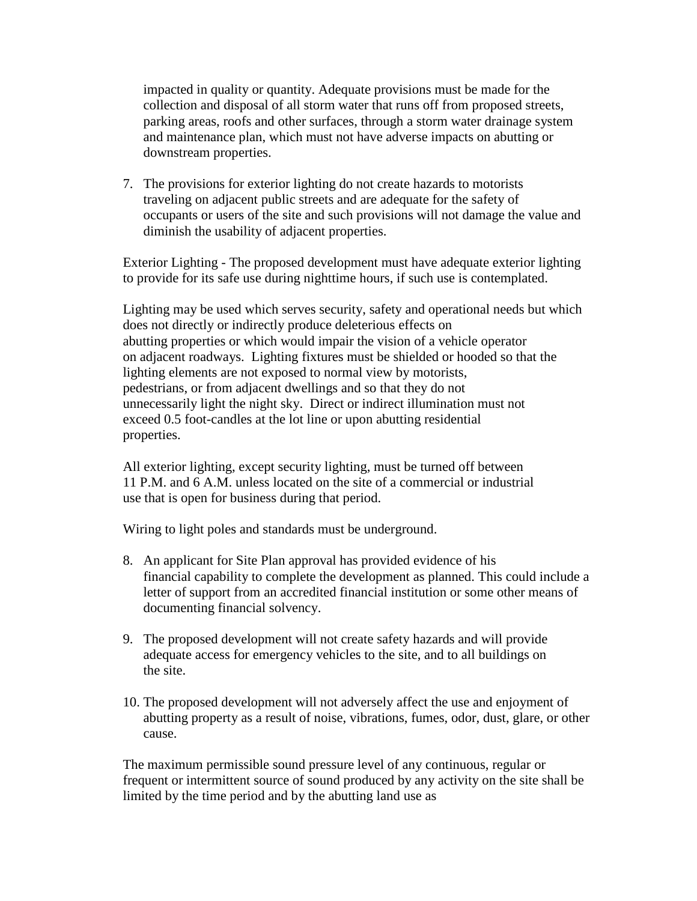impacted in quality or quantity. Adequate provisions must be made for the collection and disposal of all storm water that runs off from proposed streets, parking areas, roofs and other surfaces, through a storm water drainage system and maintenance plan, which must not have adverse impacts on abutting or downstream properties.

7. The provisions for exterior lighting do not create hazards to motorists traveling on adjacent public streets and are adequate for the safety of occupants or users of the site and such provisions will not damage the value and diminish the usability of adjacent properties.

Exterior Lighting - The proposed development must have adequate exterior lighting to provide for its safe use during nighttime hours, if such use is contemplated.

Lighting may be used which serves security, safety and operational needs but which does not directly or indirectly produce deleterious effects on abutting properties or which would impair the vision of a vehicle operator on adjacent roadways. Lighting fixtures must be shielded or hooded so that the lighting elements are not exposed to normal view by motorists, pedestrians, or from adjacent dwellings and so that they do not unnecessarily light the night sky. Direct or indirect illumination must not exceed 0.5 foot-candles at the lot line or upon abutting residential properties.

All exterior lighting, except security lighting, must be turned off between 11 P.M. and 6 A.M. unless located on the site of a commercial or industrial use that is open for business during that period.

Wiring to light poles and standards must be underground.

8. An applicant for Site Plan approval has provided evidence of his financial capability to complete the development as planned. This could include a letter of support from an accredited financial institution or some other means of documenting financial solvency.

9. The proposed development will not create safety hazards and will provide adequate access for emergency vehicles to the site, and to all buildings on the site.

10. The proposed development will not adversely affect the use and enjoyment of abutting property as a result of noise, vibrations, fumes, odor, dust, glare, or other cause.

The maximum permissible sound pressure level of any continuous, regular or frequent or intermittent source of sound produced by any activity on the site shall be limited by the time period and by the abutting land use as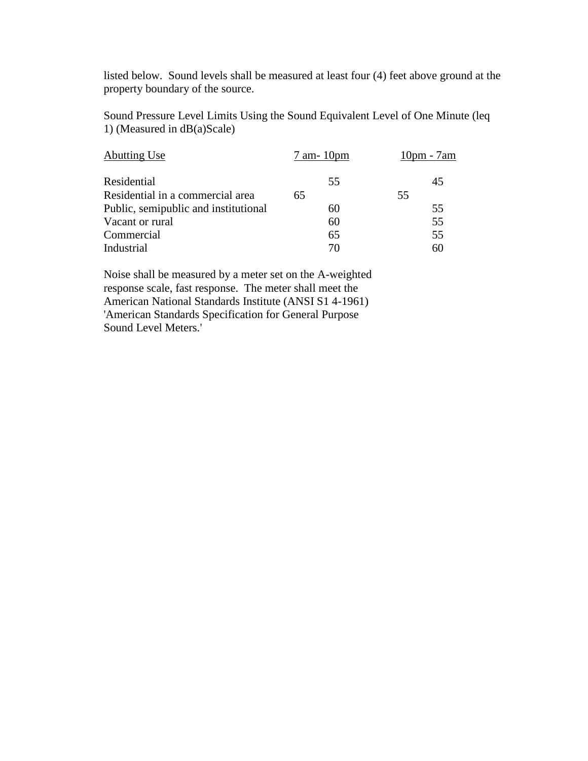listed below. Sound levels shall be measured at least four (4) feet above ground at the property boundary of the source.

Sound Pressure Level Limits Using the Sound Equivalent Level of One Minute (leq 1) (Measured in dB(a)Scale)

| Abutting Use | 7 am- 10pm | 10pm - 7am |
|---|---|---|
| Residential | 55 | 45 |
| Residential in a commercial area | 65 | 55 |
| Public, semipublic and institutional | 60 | 55 |
| Vacant or rural | 60 | 55 |
| Commercial | 65 | 55 |
| Industrial | 70 | 60 |

Noise shall be measured by a meter set on the A-weighted response scale, fast response. The meter shall meet the American National Standards Institute (ANSI S1 4-1961) 'American Standards Specification for General Purpose Sound Level Meters.'